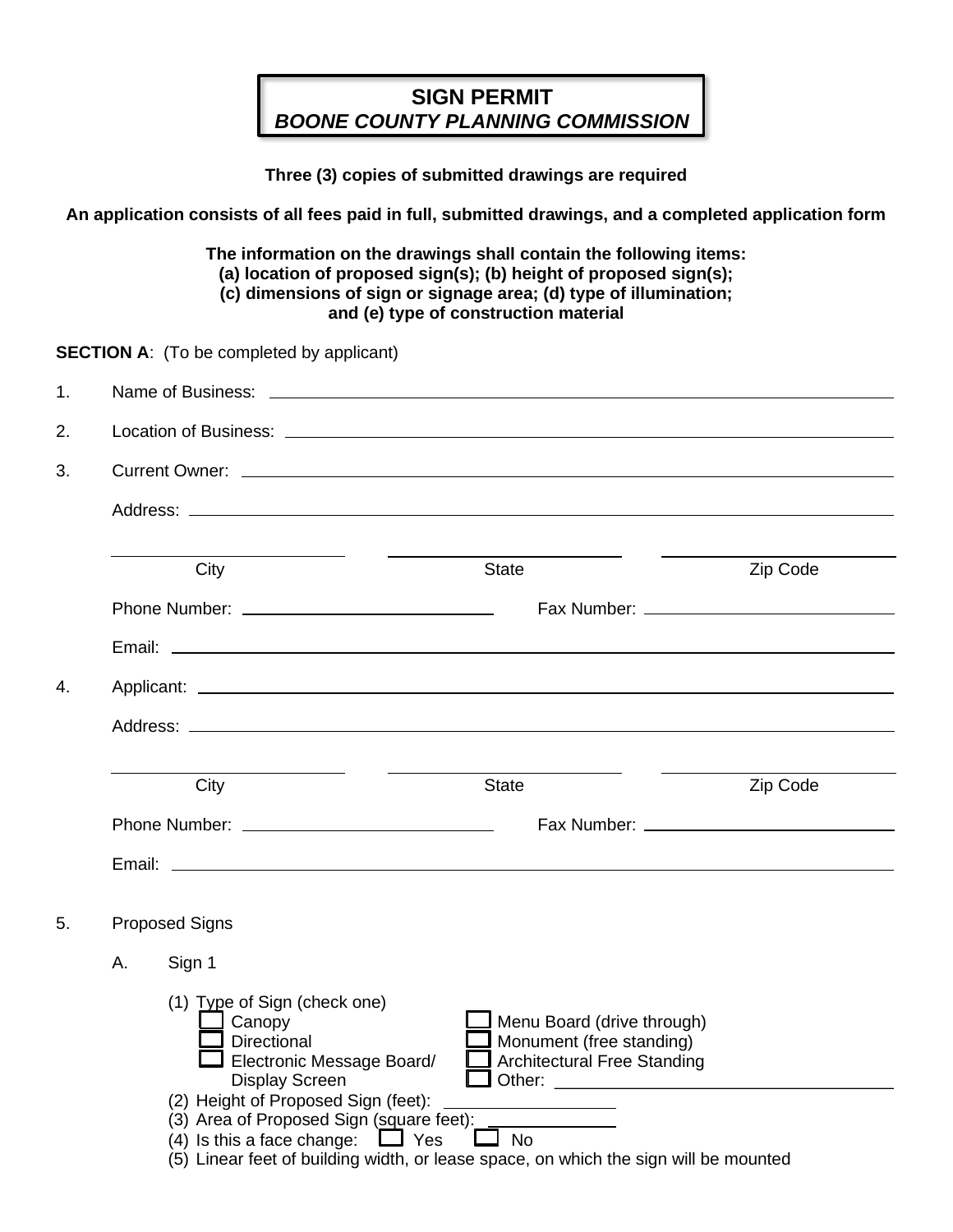# SIGN PERMIT
## *BOONE COUNTY PLANNING COMMISSION*

**Three (3) copies of submitted drawings are required**

**An application consists of all fees paid in full, submitted drawings, and a completed application form**

**The information on the drawings shall contain the following items:
(a) location of proposed sign(s); (b) height of proposed sign(s);
(c) dimensions of sign or signage area; (d) type of illumination;
and (e) type of construction material**

**SECTION A**: (To be completed by applicant)

1. Name of Business: ______________________________

2. Location of Business: ______________________________

3. Current Owner: ______________________________

   Address: ______________________________

   ______________ City ______________ State ______________ Zip Code

   Phone Number: ______________ Fax Number: ______________

   Email: ______________________________

4. Applicant: ______________________________

   Address: ______________________________

   ______________ City ______________ State ______________ Zip Code

   Phone Number: ______________ Fax Number: ______________

   Email: ______________________________

5. Proposed Signs

   A. Sign 1

      (1) Type of Sign (check one)
      - ☐ Canopy
      - ☐ Directional
      - ☐ Electronic Message Board/ Display Screen
      - ☐ Menu Board (drive through)
      - ☐ Monument (free standing)
      - ☐ Architectural Free Standing
      - ☐ Other: ______________

      (2) Height of Proposed Sign (feet): ______________

      (3) Area of Proposed Sign (square feet): ______________

      (4) Is this a face change: ☐ Yes ☐ No

      (5) Linear feet of building width, or lease space, on which the sign will be mounted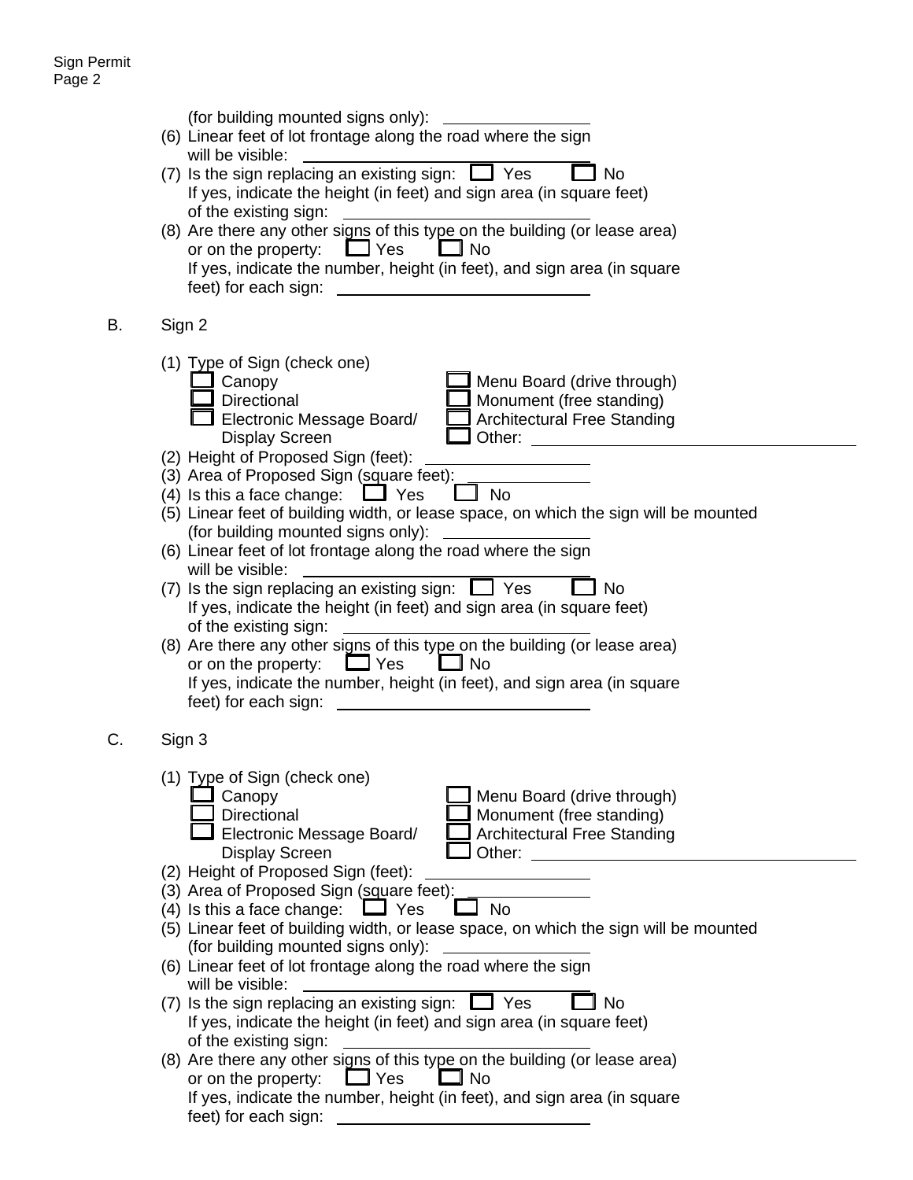(for building mounted signs only): \_\_\_\_\_\_\_\_\_\_\_\_\_\_\_\_

(6) Linear feet of lot frontage along the road where the sign will be visible: \_\_\_\_\_\_\_\_\_\_\_\_\_\_\_\_

(7) Is the sign replacing an existing sign: ☐ Yes ☐ No
If yes, indicate the height (in feet) and sign area (in square feet) of the existing sign: \_\_\_\_\_\_\_\_\_\_\_\_\_\_\_\_

(8) Are there any other signs of this type on the building (or lease area) or on the property: ☐ Yes ☐ No
If yes, indicate the number, height (in feet), and sign area (in square feet) for each sign: \_\_\_\_\_\_\_\_\_\_\_\_\_\_\_\_

B. Sign 2

(1) Type of Sign (check one)
- ☐ Canopy
- ☐ Directional
- ☐ Electronic Message Board/ Display Screen
- ☐ Menu Board (drive through)
- ☐ Monument (free standing)
- ☐ Architectural Free Standing
- ☐ Other: \_\_\_\_\_\_\_\_\_\_\_\_\_\_\_\_

(2) Height of Proposed Sign (feet): \_\_\_\_\_\_\_\_\_\_\_\_\_\_\_\_

(3) Area of Proposed Sign (square feet): \_\_\_\_\_\_\_\_\_\_\_\_\_\_\_\_

(4) Is this a face change: ☐ Yes ☐ No

(5) Linear feet of building width, or lease space, on which the sign will be mounted (for building mounted signs only): \_\_\_\_\_\_\_\_\_\_\_\_\_\_\_\_

(6) Linear feet of lot frontage along the road where the sign will be visible: \_\_\_\_\_\_\_\_\_\_\_\_\_\_\_\_

(7) Is the sign replacing an existing sign: ☐ Yes ☐ No
If yes, indicate the height (in feet) and sign area (in square feet) of the existing sign: \_\_\_\_\_\_\_\_\_\_\_\_\_\_\_\_

(8) Are there any other signs of this type on the building (or lease area) or on the property: ☐ Yes ☐ No
If yes, indicate the number, height (in feet), and sign area (in square feet) for each sign: \_\_\_\_\_\_\_\_\_\_\_\_\_\_\_\_

C. Sign 3

(1) Type of Sign (check one)
- ☐ Canopy
- ☐ Directional
- ☐ Electronic Message Board/ Display Screen
- ☐ Menu Board (drive through)
- ☐ Monument (free standing)
- ☐ Architectural Free Standing
- ☐ Other: \_\_\_\_\_\_\_\_\_\_\_\_\_\_\_\_

(2) Height of Proposed Sign (feet): \_\_\_\_\_\_\_\_\_\_\_\_\_\_\_\_

(3) Area of Proposed Sign (square feet): \_\_\_\_\_\_\_\_\_\_\_\_\_\_\_\_

(4) Is this a face change: ☐ Yes ☐ No

(5) Linear feet of building width, or lease space, on which the sign will be mounted (for building mounted signs only): \_\_\_\_\_\_\_\_\_\_\_\_\_\_\_\_

(6) Linear feet of lot frontage along the road where the sign will be visible: \_\_\_\_\_\_\_\_\_\_\_\_\_\_\_\_

(7) Is the sign replacing an existing sign: ☐ Yes ☐ No
If yes, indicate the height (in feet) and sign area (in square feet) of the existing sign: \_\_\_\_\_\_\_\_\_\_\_\_\_\_\_\_

(8) Are there any other signs of this type on the building (or lease area) or on the property: ☐ Yes ☐ No
If yes, indicate the number, height (in feet), and sign area (in square feet) for each sign: \_\_\_\_\_\_\_\_\_\_\_\_\_\_\_\_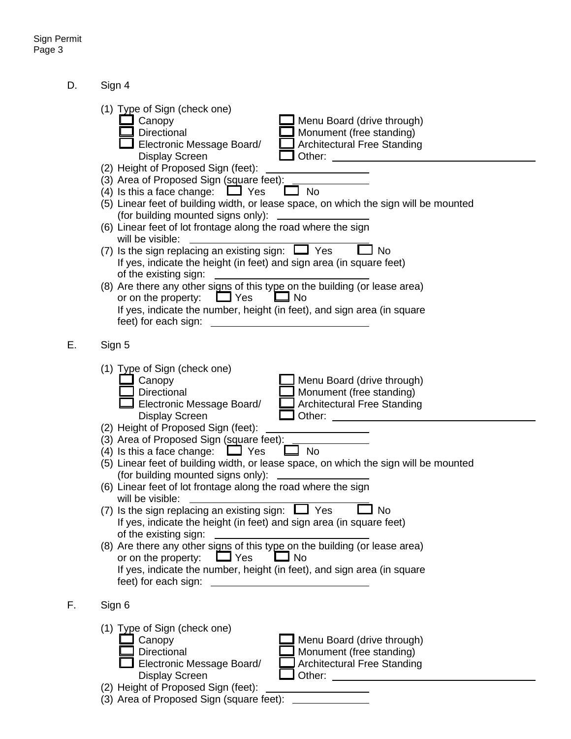D. Sign 4

(1) Type of Sign (check one)

- ☐ Canopy
- ☐ Directional
- ☐ Electronic Message Board/ Display Screen
- ☐ Menu Board (drive through)
- ☐ Monument (free standing)
- ☐ Architectural Free Standing
- ☐ Other: ______________________

(2) Height of Proposed Sign (feet): ______________

(3) Area of Proposed Sign (square feet): ______________

(4) Is this a face change: ☐ Yes ☐ No

(5) Linear feet of building width, or lease space, on which the sign will be mounted (for building mounted signs only): ______________

(6) Linear feet of lot frontage along the road where the sign will be visible: ______________

(7) Is the sign replacing an existing sign: ☐ Yes ☐ No
If yes, indicate the height (in feet) and sign area (in square feet) of the existing sign: ______________

(8) Are there any other signs of this type on the building (or lease area) or on the property: ☐ Yes ☐ No
If yes, indicate the number, height (in feet), and sign area (in square feet) for each sign: ______________

E. Sign 5

(1) Type of Sign (check one)

- ☐ Canopy
- ☐ Directional
- ☐ Electronic Message Board/ Display Screen
- ☐ Menu Board (drive through)
- ☐ Monument (free standing)
- ☐ Architectural Free Standing
- ☐ Other: ______________________

(2) Height of Proposed Sign (feet): ______________

(3) Area of Proposed Sign (square feet): ______________

(4) Is this a face change: ☐ Yes ☐ No

(5) Linear feet of building width, or lease space, on which the sign will be mounted (for building mounted signs only): ______________

(6) Linear feet of lot frontage along the road where the sign will be visible: ______________

(7) Is the sign replacing an existing sign: ☐ Yes ☐ No
If yes, indicate the height (in feet) and sign area (in square feet) of the existing sign: ______________

(8) Are there any other signs of this type on the building (or lease area) or on the property: ☐ Yes ☐ No
If yes, indicate the number, height (in feet), and sign area (in square feet) for each sign: ______________

F. Sign 6

(1) Type of Sign (check one)

- ☐ Canopy
- ☐ Directional
- ☐ Electronic Message Board/ Display Screen
- ☐ Menu Board (drive through)
- ☐ Monument (free standing)
- ☐ Architectural Free Standing
- ☐ Other: ______________________

(2) Height of Proposed Sign (feet): ______________

(3) Area of Proposed Sign (square feet): ______________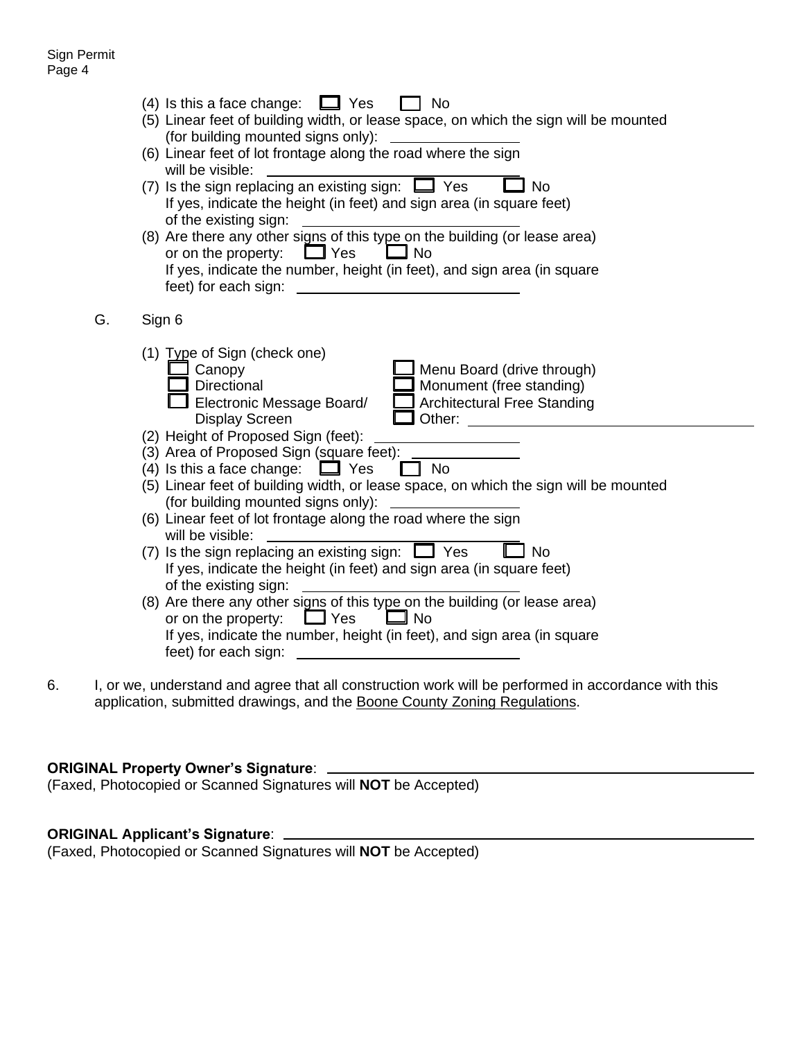(4) Is this a face change: ☐ Yes ☐ No

(5) Linear feet of building width, or lease space, on which the sign will be mounted (for building mounted signs only): ________________

(6) Linear feet of lot frontage along the road where the sign will be visible: ________________________________

(7) Is the sign replacing an existing sign: ☐ Yes ☐ No
If yes, indicate the height (in feet) and sign area (in square feet) of the existing sign: ____________________________

(8) Are there any other signs of this type on the building (or lease area) or on the property: ☐ Yes ☐ No
If yes, indicate the number, height (in feet), and sign area (in square feet) for each sign: ____________________________

G. Sign 6

(1) Type of Sign (check one)

- ☐ Canopy
- ☐ Directional
- ☐ Electronic Message Board/ Display Screen
- ☐ Menu Board (drive through)
- ☐ Monument (free standing)
- ☐ Architectural Free Standing
- ☐ Other: ________________________________

(2) Height of Proposed Sign (feet): ________________

(3) Area of Proposed Sign (square feet): ______________

(4) Is this a face change: ☐ Yes ☐ No

(5) Linear feet of building width, or lease space, on which the sign will be mounted (for building mounted signs only): ________________

(6) Linear feet of lot frontage along the road where the sign will be visible: ________________________________

(7) Is the sign replacing an existing sign: ☐ Yes ☐ No
If yes, indicate the height (in feet) and sign area (in square feet) of the existing sign: ____________________________

(8) Are there any other signs of this type on the building (or lease area) or on the property: ☐ Yes ☐ No
If yes, indicate the number, height (in feet), and sign area (in square feet) for each sign: ____________________________

6. I, or we, understand and agree that all construction work will be performed in accordance with this application, submitted drawings, and the Boone County Zoning Regulations.

**ORIGINAL Property Owner's Signature**: ____________________________________________
(Faxed, Photocopied or Scanned Signatures will **NOT** be Accepted)

**ORIGINAL Applicant's Signature**: ____________________________________________
(Faxed, Photocopied or Scanned Signatures will **NOT** be Accepted)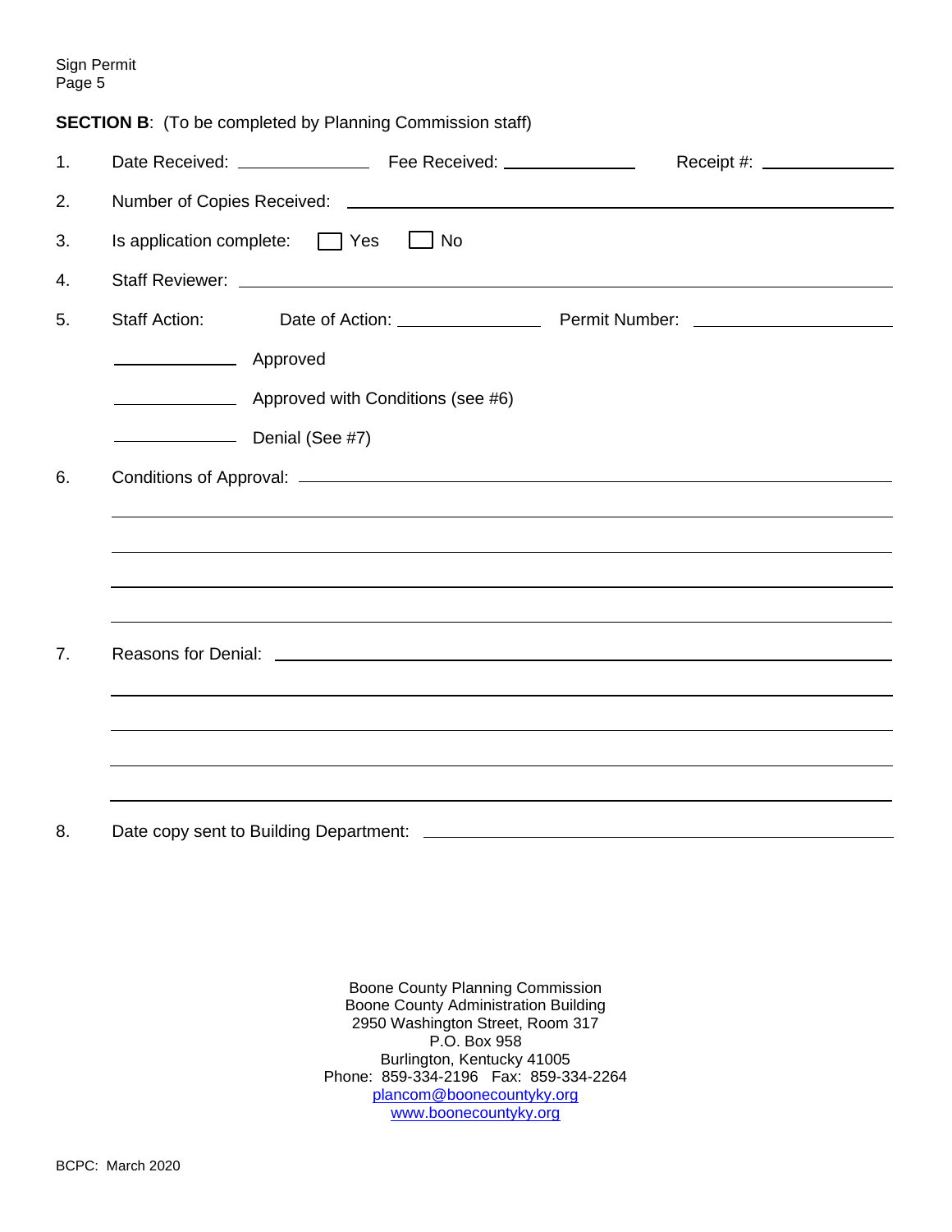**SECTION B**: (To be completed by Planning Commission staff)

1. Date Received: ______________ Fee Received: ______________ Receipt #: ______________

2. Number of Copies Received: ______________________________________________

3. Is application complete: ☐ Yes ☐ No

4. Staff Reviewer: ______________________________________________

5. Staff Action: Date of Action: ______________ Permit Number: ______________

   ______________ Approved

   ______________ Approved with Conditions (see #6)

   ______________ Denial (See #7)

6. Conditions of Approval: ______________________________________________

   ______________________________________________

   ______________________________________________

   ______________________________________________

   ______________________________________________

7. Reasons for Denial: ______________________________________________

   ______________________________________________

   ______________________________________________

   ______________________________________________

   ______________________________________________

8. Date copy sent to Building Department: ______________________________________________

Boone County Planning Commission
Boone County Administration Building
2950 Washington Street, Room 317
P.O. Box 958
Burlington, Kentucky 41005
Phone: 859-334-2196 Fax: 859-334-2264
plancom@boonecountyky.org
www.boonecountyky.org

BCPC: March 2020